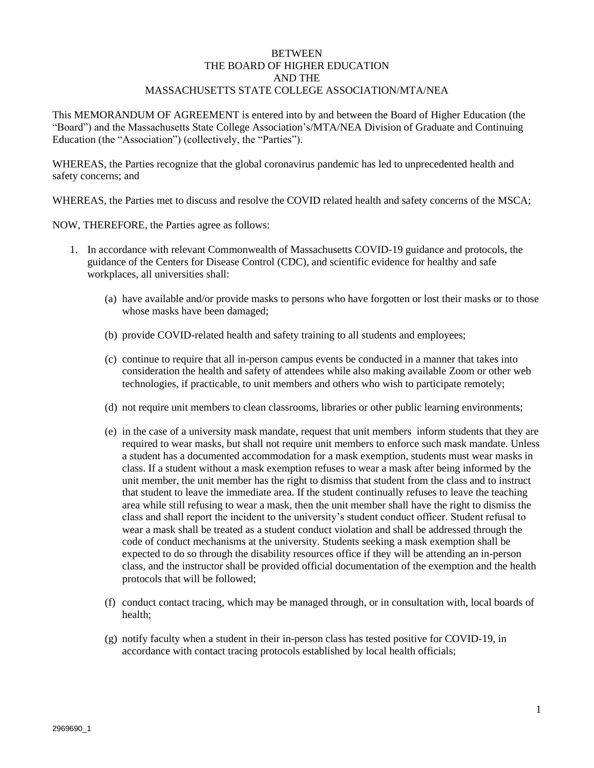BETWEEN
THE BOARD OF HIGHER EDUCATION
AND THE
MASSACHUSETTS STATE COLLEGE ASSOCIATION/MTA/NEA

This MEMORANDUM OF AGREEMENT is entered into by and between the Board of Higher Education (the "Board") and the Massachusetts State College Association's/MTA/NEA Division of Graduate and Continuing Education (the "Association") (collectively, the "Parties").

WHEREAS, the Parties recognize that the global coronavirus pandemic has led to unprecedented health and safety concerns; and

WHEREAS, the Parties met to discuss and resolve the COVID related health and safety concerns of the MSCA;

NOW, THEREFORE, the Parties agree as follows:

1. In accordance with relevant Commonwealth of Massachusetts COVID-19 guidance and protocols, the guidance of the Centers for Disease Control (CDC), and scientific evidence for healthy and safe workplaces, all universities shall:

   (a) have available and/or provide masks to persons who have forgotten or lost their masks or to those whose masks have been damaged;

   (b) provide COVID-related health and safety training to all students and employees;

   (c) continue to require that all in-person campus events be conducted in a manner that takes into consideration the health and safety of attendees while also making available Zoom or other web technologies, if practicable, to unit members and others who wish to participate remotely;

   (d) not require unit members to clean classrooms, libraries or other public learning environments;

   (e) in the case of a university mask mandate, request that unit members inform students that they are required to wear masks, but shall not require unit members to enforce such mask mandate. Unless a student has a documented accommodation for a mask exemption, students must wear masks in class. If a student without a mask exemption refuses to wear a mask after being informed by the unit member, the unit member has the right to dismiss that student from the class and to instruct that student to leave the immediate area. If the student continually refuses to leave the teaching area while still refusing to wear a mask, then the unit member shall have the right to dismiss the class and shall report the incident to the university's student conduct officer. Student refusal to wear a mask shall be treated as a student conduct violation and shall be addressed through the code of conduct mechanisms at the university. Students seeking a mask exemption shall be expected to do so through the disability resources office if they will be attending an in-person class, and the instructor shall be provided official documentation of the exemption and the health protocols that will be followed;

   (f) conduct contact tracing, which may be managed through, or in consultation with, local boards of health;

   (g) notify faculty when a student in their in-person class has tested positive for COVID-19, in accordance with contact tracing protocols established by local health officials;

2969690_1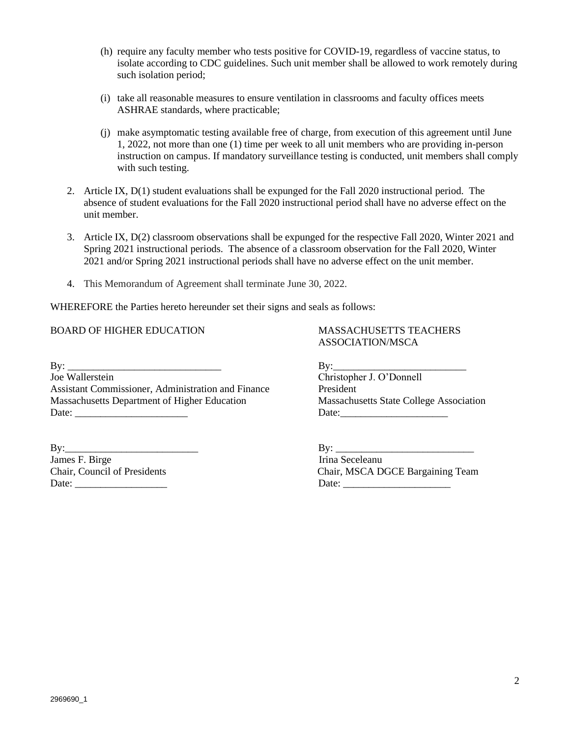(h) require any faculty member who tests positive for COVID-19, regardless of vaccine status, to isolate according to CDC guidelines. Such unit member shall be allowed to work remotely during such isolation period;

(i) take all reasonable measures to ensure ventilation in classrooms and faculty offices meets ASHRAE standards, where practicable;

(j) make asymptomatic testing available free of charge, from execution of this agreement until June 1, 2022, not more than one (1) time per week to all unit members who are providing in-person instruction on campus. If mandatory surveillance testing is conducted, unit members shall comply with such testing.

2. Article IX, D(1) student evaluations shall be expunged for the Fall 2020 instructional period. The absence of student evaluations for the Fall 2020 instructional period shall have no adverse effect on the unit member.

3. Article IX, D(2) classroom observations shall be expunged for the respective Fall 2020, Winter 2021 and Spring 2021 instructional periods. The absence of a classroom observation for the Fall 2020, Winter 2021 and/or Spring 2021 instructional periods shall have no adverse effect on the unit member.

4. This Memorandum of Agreement shall terminate June 30, 2022.

WHEREFORE the Parties hereto hereunder set their signs and seals as follows:

BOARD OF HIGHER EDUCATION

By: ______________________________
Joe Wallerstein
Assistant Commissioner, Administration and Finance
Massachusetts Department of Higher Education
Date: ______________________

By:__________________________
James F. Birge
Chair, Council of Presidents
Date: __________________

MASSACHUSETTS TEACHERS ASSOCIATION/MSCA

By:_________________________
Christopher J. O'Donnell
President
Massachusetts State College Association
Date:_____________________

By: ___________________________
Irina Seceleanu
Chair, MSCA DGCE Bargaining Team
Date: _____________________

2969690_1